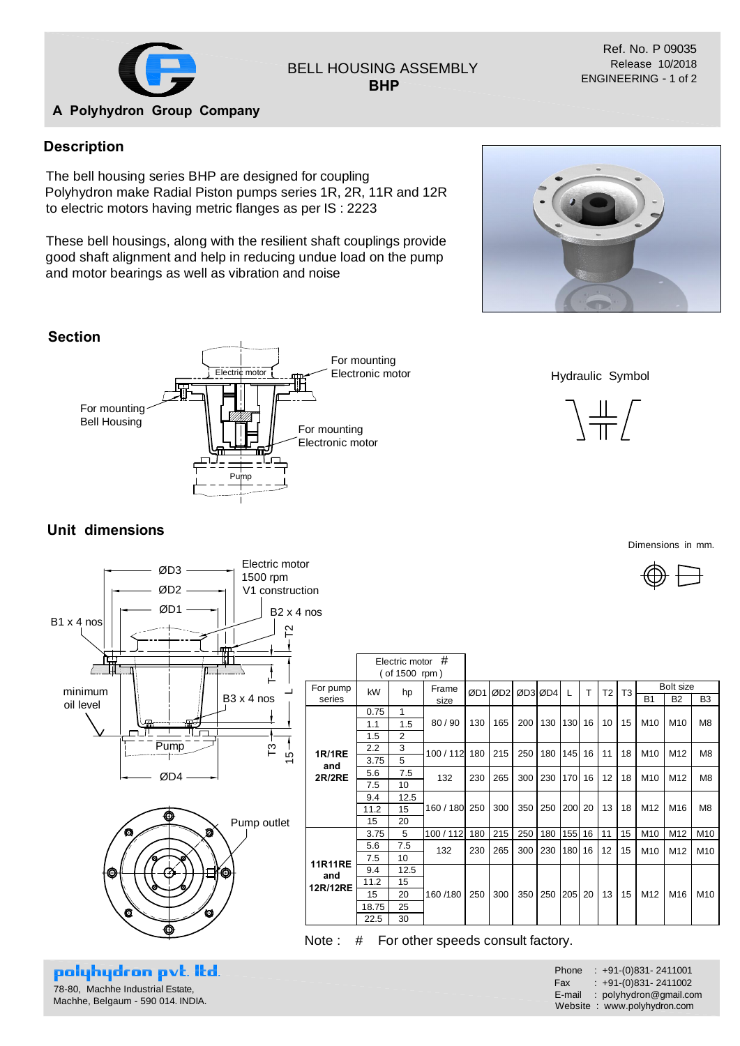# BELL HOUSING ASSEMBLY
## BHP

Ref. No. P 09035
Release 10/2018
ENGINEERING - 1 of 2

A Polyhydron Group Company

## Description

The bell housing series BHP are designed for coupling Polyhydron make Radial Piston pumps series 1R, 2R, 11R and 12R to electric motors having metric flanges as per IS : 2223

These bell housings, along with the resilient shaft couplings provide good shaft alignment and help in reducing undue load on the pump and motor bearings as well as vibration and noise

## Section

Electric motor
For mounting Electronic motor
For mounting Bell Housing
For mounting Electronic motor
Pump

Hydraulic Symbol

## Unit dimensions

Dimensions in mm.

ØD3, ØD2, ØD1 — Electric motor 1500 rpm V1 construction
B1 x 4 nos
B2 x 4 nos
B3 x 4 nos
minimum oil level
Pump
ØD4
T2, T, L, T3, 15
Pump outlet

| For pump series | Electric motor # ( of 1500 rpm ) kW | hp | Frame size | ØD1 | ØD2 | ØD3 | ØD4 | L | T | T2 | T3 | Bolt size B1 | B2 | B3 |
|---|---|---|---|---|---|---|---|---|---|---|---|---|---|---|
| 1R/1RE and 2R/2RE | 0.75 | 1 | 80 / 90 | 130 | 165 | 200 | 130 | 130 | 16 | 10 | 15 | M10 | M10 | M8 |
| | 1.1 | 1.5 | | | | | | | | | | | | |
| | 1.5 | 2 | | | | | | | | | | | | |
| | 2.2 | 3 | 100 / 112 | 180 | 215 | 250 | 180 | 145 | 16 | 11 | 18 | M10 | M12 | M8 |
| | 3.75 | 5 | | | | | | | | | | | | |
| | 5.6 | 7.5 | 132 | 230 | 265 | 300 | 230 | 170 | 16 | 12 | 18 | M10 | M12 | M8 |
| | 7.5 | 10 | | | | | | | | | | | | |
| | 9.4 | 12.5 | 160 / 180 | 250 | 300 | 350 | 250 | 200 | 20 | 13 | 18 | M12 | M16 | M8 |
| | 11.2 | 15 | | | | | | | | | | | | |
| | 15 | 20 | | | | | | | | | | | | |
| 11R11RE and 12R/12RE | 3.75 | 5 | 100 / 112 | 180 | 215 | 250 | 180 | 155 | 16 | 11 | 15 | M10 | M12 | M10 |
| | 5.6 | 7.5 | 132 | 230 | 265 | 300 | 230 | 180 | 16 | 12 | 15 | M10 | M12 | M10 |
| | 7.5 | 10 | | | | | | | | | | | | |
| | 9.4 | 12.5 | 160 /180 | 250 | 300 | 350 | 250 | 205 | 20 | 13 | 15 | M12 | M16 | M10 |
| | 11.2 | 15 | | | | | | | | | | | | |
| | 15 | 20 | | | | | | | | | | | | |
| | 18.75 | 25 | | | | | | | | | | | | |
| | 22.5 | 30 | | | | | | | | | | | | |

Note : # For other speeds consult factory.

**polyhydron pvt. ltd.**
78-80, Machhe Industrial Estate,
Machhe, Belgaum - 590 014. INDIA.

Phone : +91-(0)831- 2411001
Fax : +91-(0)831- 2411002
E-mail : polyhydron@gmail.com
Website : www.polyhydron.com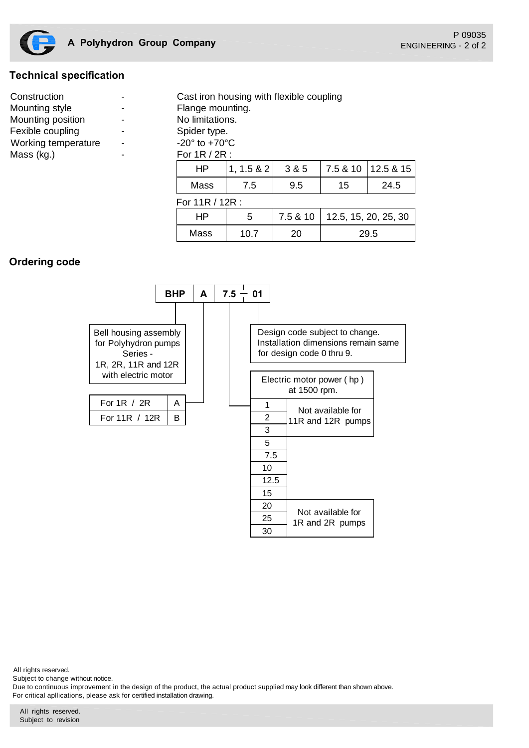## Technical specification

| | | |
|---|---|---|
| Construction | - | Cast iron housing with flexible coupling |
| Mounting style | - | Flange mounting. |
| Mounting position | - | No limitations. |
| Fexible coupling | - | Spider type. |
| Working temperature | - | -20° to +70°C |
| Mass (kg.) | - | For 1R / 2R : |

| HP | 1, 1.5 & 2 | 3 & 5 | 7.5 & 10 | 12.5 & 15 |
|---|---|---|---|---|
| Mass | 7.5 | 9.5 | 15 | 24.5 |

For 11R / 12R :

| HP | 5 | 7.5 & 10 | 12.5, 15, 20, 25, 30 |
|---|---|---|---|
| Mass | 10.7 | 20 | 29.5 |

## Ordering code

**BHP | A | 7.5 - 01**

**BHP** – Bell housing assembly for Polyhydron pumps Series - 1R, 2R, 11R and 12R with electric motor

**A**

| | |
|---|---|
| For 1R / 2R | A |
| For 11R / 12R | B |

**7.5** – Electric motor power ( hp ) at 1500 rpm.

| | |
|---|---|
| 1 | Not available for 11R and 12R pumps |
| 2 | |
| 3 | |
| 5 | |
| 7.5 | |
| 10 | |
| 12.5 | |
| 15 | |
| 20 | Not available for 1R and 2R pumps |
| 25 | |
| 30 | |

**01** – Design code subject to change. Installation dimensions remain same for design code 0 thru 9.

All rights reserved.
Subject to change without notice.
Due to continuous improvement in the design of the product, the actual product supplied may look different than shown above.
For critical apllications, please ask for certified installation drawing.